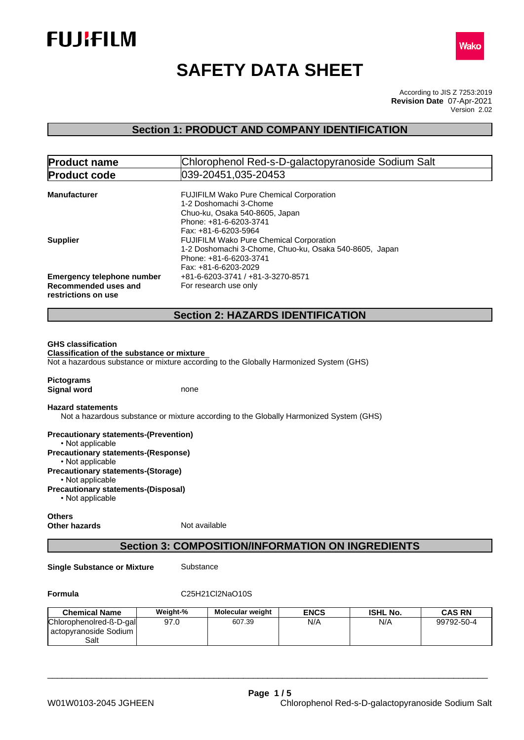# SAFETY DATA SHEET

According to JIS Z 7253:2019
**Revision Date** 07-Apr-2021
Version 2.02

## Section 1: PRODUCT AND COMPANY IDENTIFICATION

| **Product name** | Chlorophenol Red-s-D-galactopyranoside Sodium Salt |
|---|---|
| **Product code** | 039-20451,035-20453 |

**Manufacturer**
FUJIFILM Wako Pure Chemical Corporation
1-2 Doshomachi 3-Chome
Chuo-ku, Osaka 540-8605, Japan
Phone: +81-6-6203-3741
Fax: +81-6-6203-5964

**Supplier**
FUJIFILM Wako Pure Chemical Corporation
1-2 Doshomachi 3-Chome, Chuo-ku, Osaka 540-8605, Japan
Phone: +81-6-6203-3741
Fax: +81-6-6203-2029

**Emergency telephone number** +81-6-6203-3741 / +81-3-3270-8571

**Recommended uses and restrictions on use** For research use only

## Section 2: HAZARDS IDENTIFICATION

**GHS classification**
**Classification of the substance or mixture**
Not a hazardous substance or mixture according to the Globally Harmonized System (GHS)

**Pictograms**
**Signal word** none

**Hazard statements**
Not a hazardous substance or mixture according to the Globally Harmonized System (GHS)

**Precautionary statements-(Prevention)**
- Not applicable

**Precautionary statements-(Response)**
- Not applicable

**Precautionary statements-(Storage)**
- Not applicable

**Precautionary statements-(Disposal)**
- Not applicable

**Others**
**Other hazards** Not available

## Section 3: COMPOSITION/INFORMATION ON INGREDIENTS

**Single Substance or Mixture** Substance

**Formula** $C_{25}H_{21}Cl_2NaO_{10}S$

| Chemical Name | Weight-% | Molecular weight | ENCS | ISHL No. | CAS RN |
|---|---|---|---|---|---|
| Chlorophenolred-ß-D-galactopyranoside Sodium Salt | 97.0 | 607.39 | N/A | N/A | 99792-50-4 |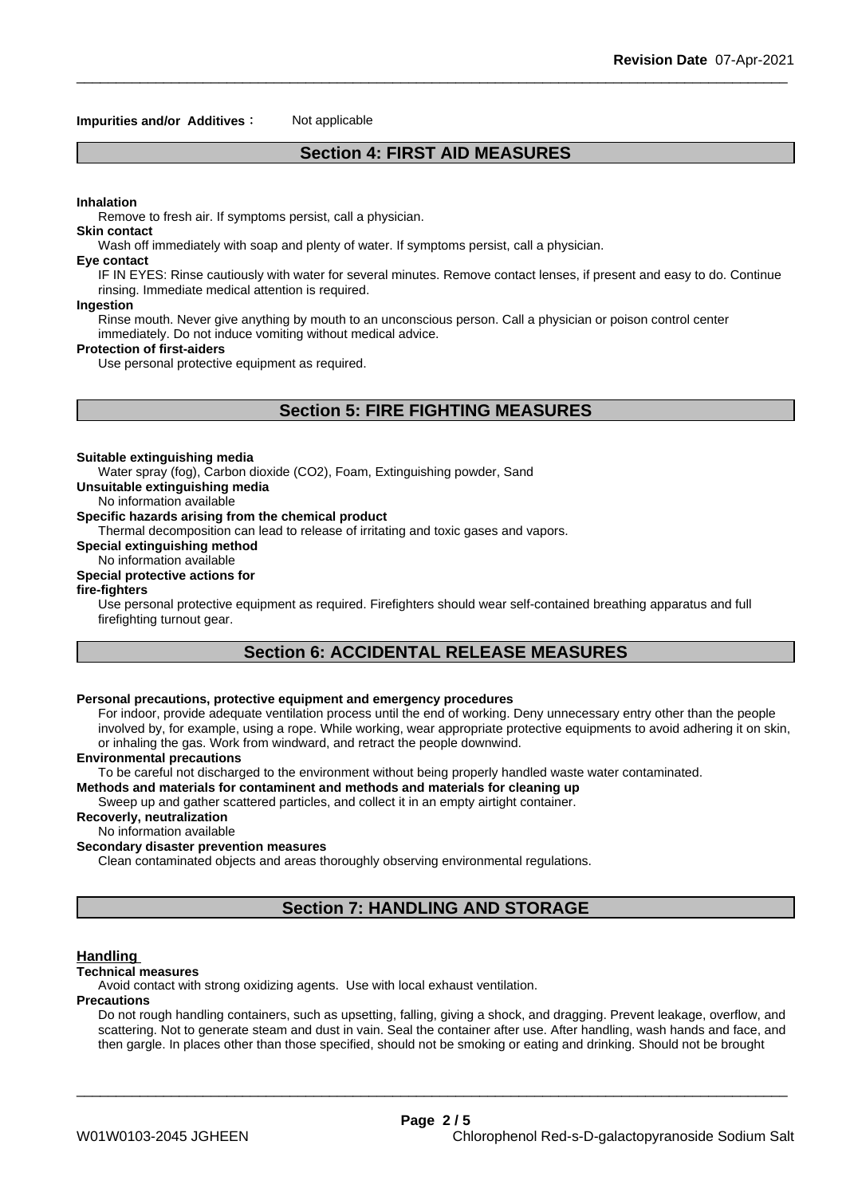**Impurities and/or Additives :** Not applicable

## Section 4: FIRST AID MEASURES

**Inhalation**

Remove to fresh air. If symptoms persist, call a physician.

**Skin contact**

Wash off immediately with soap and plenty of water. If symptoms persist, call a physician.

**Eye contact**

IF IN EYES: Rinse cautiously with water for several minutes. Remove contact lenses, if present and easy to do. Continue rinsing. Immediate medical attention is required.

**Ingestion**

Rinse mouth. Never give anything by mouth to an unconscious person. Call a physician or poison control center immediately. Do not induce vomiting without medical advice.

**Protection of first-aiders**

Use personal protective equipment as required.

## Section 5: FIRE FIGHTING MEASURES

**Suitable extinguishing media**

Water spray (fog), Carbon dioxide ($CO_2$), Foam, Extinguishing powder, Sand

**Unsuitable extinguishing media**

No information available

**Specific hazards arising from the chemical product**

Thermal decomposition can lead to release of irritating and toxic gases and vapors.

**Special extinguishing method**

No information available

**Special protective actions for fire-fighters**

Use personal protective equipment as required. Firefighters should wear self-contained breathing apparatus and full firefighting turnout gear.

## Section 6: ACCIDENTAL RELEASE MEASURES

**Personal precautions, protective equipment and emergency procedures**

For indoor, provide adequate ventilation process until the end of working. Deny unnecessary entry other than the people involved by, for example, using a rope. While working, wear appropriate protective equipments to avoid adhering it on skin, or inhaling the gas. Work from windward, and retract the people downwind.

**Environmental precautions**

To be careful not discharged to the environment without being properly handled waste water contaminated.

**Methods and materials for contaminent and methods and materials for cleaning up**

Sweep up and gather scattered particles, and collect it in an empty airtight container.

**Recoverly, neutralization**

No information available

**Secondary disaster prevention measures**

Clean contaminated objects and areas thoroughly observing environmental regulations.

## Section 7: HANDLING AND STORAGE

### Handling

**Technical measures**

Avoid contact with strong oxidizing agents. Use with local exhaust ventilation.

**Precautions**

Do not rough handling containers, such as upsetting, falling, giving a shock, and dragging. Prevent leakage, overflow, and scattering. Not to generate steam and dust in vain. Seal the container after use. After handling, wash hands and face, and then gargle. In places other than those specified, should not be smoking or eating and drinking. Should not be brought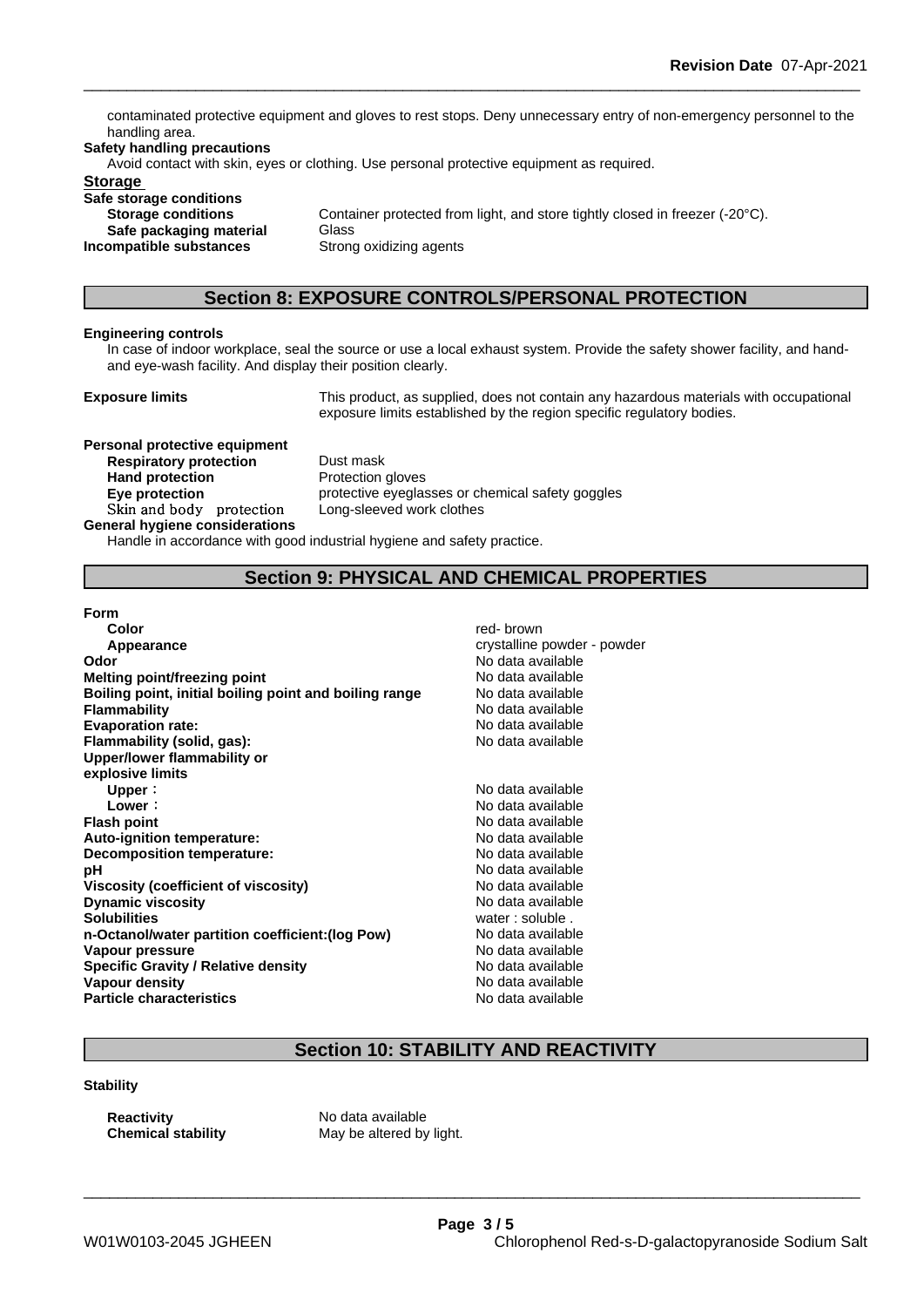contaminated protective equipment and gloves to rest stops. Deny unnecessary entry of non-emergency personnel to the handling area.

**Safety handling precautions**

Avoid contact with skin, eyes or clothing. Use personal protective equipment as required.

**Storage**

**Safe storage conditions**

| | |
|---|---|
| **Storage conditions** | Container protected from light, and store tightly closed in freezer (-20°C). |
| **Safe packaging material** | Glass |
| **Incompatible substances** | Strong oxidizing agents |

## Section 8: EXPOSURE CONTROLS/PERSONAL PROTECTION

**Engineering controls**

In case of indoor workplace, seal the source or use a local exhaust system. Provide the safety shower facility, and hand- and eye-wash facility. And display their position clearly.

**Exposure limits** This product, as supplied, does not contain any hazardous materials with occupational exposure limits established by the region specific regulatory bodies.

**Personal protective equipment**

| | |
|---|---|
| **Respiratory protection** | Dust mask |
| **Hand protection** | Protection gloves |
| **Eye protection** | protective eyeglasses or chemical safety goggles |
| Skin and body protection | Long-sleeved work clothes |

**General hygiene considerations**

Handle in accordance with good industrial hygiene and safety practice.

## Section 9: PHYSICAL AND CHEMICAL PROPERTIES

**Form**

| | |
|---|---|
| **Color** | red- brown |
| **Appearance** | crystalline powder - powder |
| **Odor** | No data available |
| **Melting point/freezing point** | No data available |
| **Boiling point, initial boiling point and boiling range** | No data available |
| **Flammability** | No data available |
| **Evaporation rate:** | No data available |
| **Flammability (solid, gas):** | No data available |
| **Upper/lower flammability or explosive limits** | |
| **Upper**： | No data available |
| **Lower**： | No data available |
| **Flash point** | No data available |
| **Auto-ignition temperature:** | No data available |
| **Decomposition temperature:** | No data available |
| **pH** | No data available |
| **Viscosity (coefficient of viscosity)** | No data available |
| **Dynamic viscosity** | No data available |
| **Solubilities** | water : soluble . |
| **n-Octanol/water partition coefficient:(log Pow)** | No data available |
| **Vapour pressure** | No data available |
| **Specific Gravity / Relative density** | No data available |
| **Vapour density** | No data available |
| **Particle characteristics** | No data available |

## Section 10: STABILITY AND REACTIVITY

**Stability**

| | |
|---|---|
| **Reactivity** | No data available |
| **Chemical stability** | May be altered by light. |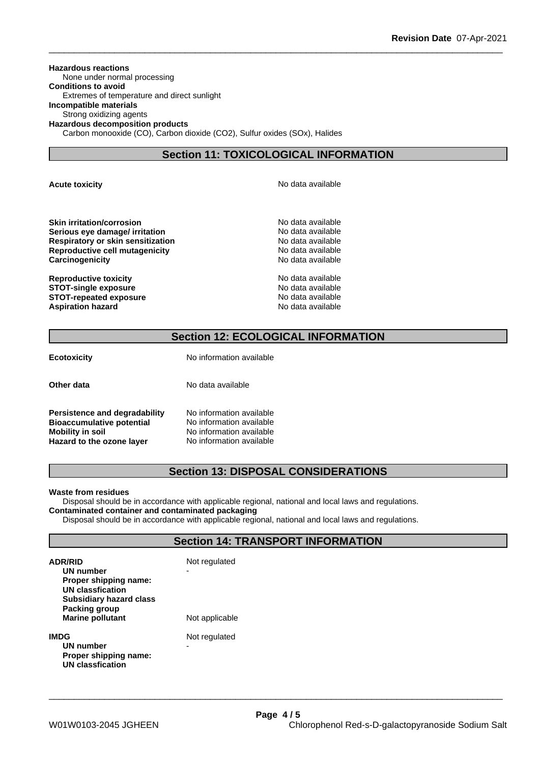**Hazardous reactions**
None under normal processing

**Conditions to avoid**
Extremes of temperature and direct sunlight

**Incompatible materials**
Strong oxidizing agents

**Hazardous decomposition products**
Carbon monooxide (CO), Carbon dioxide ($CO_2$), Sulfur oxides (SOx), Halides

## Section 11: TOXICOLOGICAL INFORMATION

| | |
|---|---|
| **Acute toxicity** | No data available |
| **Skin irritation/corrosion** | No data available |
| **Serious eye damage/ irritation** | No data available |
| **Respiratory or skin sensitization** | No data available |
| **Reproductive cell mutagenicity** | No data available |
| **Carcinogenicity** | No data available |
| **Reproductive toxicity** | No data available |
| **STOT-single exposure** | No data available |
| **STOT-repeated exposure** | No data available |
| **Aspiration hazard** | No data available |

## Section 12: ECOLOGICAL INFORMATION

| | |
|---|---|
| **Ecotoxicity** | No information available |
| **Other data** | No data available |
| **Persistence and degradability** | No information available |
| **Bioaccumulative potential** | No information available |
| **Mobility in soil** | No information available |
| **Hazard to the ozone layer** | No information available |

## Section 13: DISPOSAL CONSIDERATIONS

**Waste from residues**
Disposal should be in accordance with applicable regional, national and local laws and regulations.

**Contaminated container and contaminated packaging**
Disposal should be in accordance with applicable regional, national and local laws and regulations.

## Section 14: TRANSPORT INFORMATION

| | |
|---|---|
| **ADR/RID** | Not regulated |
| **UN number** | - |
| **Proper shipping name:** | |
| **UN classfication** | |
| **Subsidiary hazard class** | |
| **Packing group** | |
| **Marine pollutant** | Not applicable |
| **IMDG** | Not regulated |
| **UN number** | - |
| **Proper shipping name:** | |
| **UN classfication** | |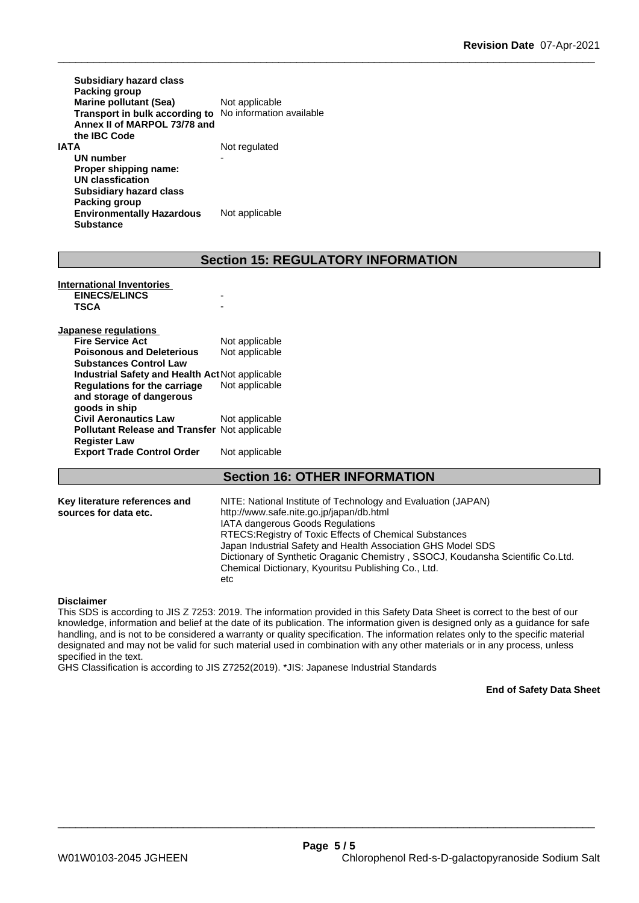| | |
|---|---|
| **Subsidiary hazard class** | |
| **Packing group** | |
| **Marine pollutant (Sea)** | Not applicable |
| **Transport in bulk according to Annex II of MARPOL 73/78 and the IBC Code** | No information available |

**IATA** Not regulated

| | |
|---|---|
| **UN number** | - |
| **Proper shipping name:** | |
| **UN classfication** | |
| **Subsidiary hazard class** | |
| **Packing group** | |
| **Environmentally Hazardous Substance** | Not applicable |

## Section 15: REGULATORY INFORMATION

**International Inventories**

| | |
|---|---|
| **EINECS/ELINCS** | - |
| **TSCA** | - |

**Japanese regulations**

| | |
|---|---|
| **Fire Service Act** | Not applicable |
| **Poisonous and Deleterious Substances Control Law** | Not applicable |
| **Industrial Safety and Health Act** | Not applicable |
| **Regulations for the carriage and storage of dangerous goods in ship** | Not applicable |
| **Civil Aeronautics Law** | Not applicable |
| **Pollutant Release and Transfer Register Law** | Not applicable |
| **Export Trade Control Order** | Not applicable |

## Section 16: OTHER INFORMATION

**Key literature references and sources for data etc.**

NITE: National Institute of Technology and Evaluation (JAPAN)
http://www.safe.nite.go.jp/japan/db.html
IATA dangerous Goods Regulations
RTECS:Registry of Toxic Effects of Chemical Substances
Japan Industrial Safety and Health Association GHS Model SDS
Dictionary of Synthetic Oraganic Chemistry , SSOCJ, Koudansha Scientific Co.Ltd.
Chemical Dictionary, Kyouritsu Publishing Co., Ltd.
etc

**Disclaimer**

This SDS is according to JIS Z 7253: 2019. The information provided in this Safety Data Sheet is correct to the best of our knowledge, information and belief at the date of its publication. The information given is designed only as a guidance for safe handling, and is not to be considered a warranty or quality specification. The information relates only to the specific material designated and may not be valid for such material used in combination with any other materials or in any process, unless specified in the text.

GHS Classification is according to JIS Z7252(2019). *JIS: Japanese Industrial Standards

**End of Safety Data Sheet**